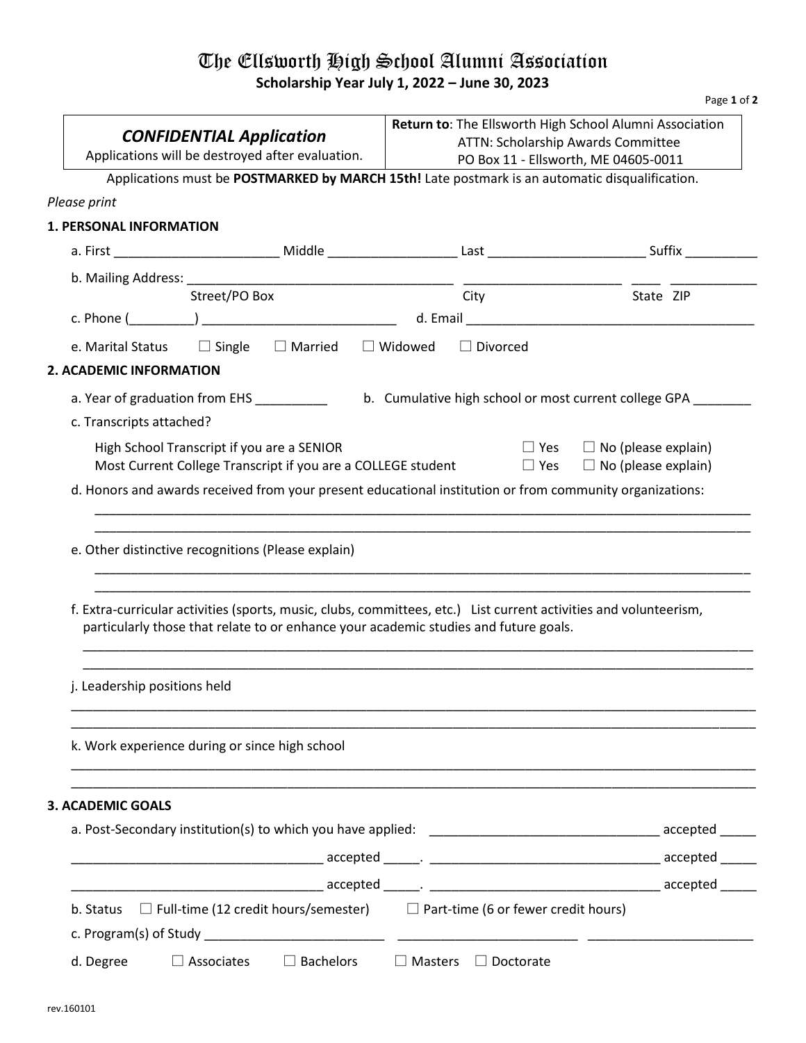# The Ellsworth High School Alumni Association

**Scholarship Year July 1, 2022 – June 30, 2023**

| ***CONFIDENTIAL Application*** Applications will be destroyed after evaluation. | **Return to**: The Ellsworth High School Alumni Association ATTN: Scholarship Awards Committee PO Box 11 - Ellsworth, ME 04605-0011 |
|---|---|

Applications must be **POSTMARKED by MARCH 15th!** Late postmark is an automatic disqualification.

*Please print*

**1. PERSONAL INFORMATION**

a. First ______________________ Middle _________________ Last _____________________ Suffix __________

b. Mailing Address: ___________________________________ ____________________ ____ ___________
Street/PO Box City State ZIP

c. Phone (_________) ___________________________ d. Email ________________________________________

e. Marital Status ☐ Single ☐ Married ☐ Widowed ☐ Divorced

**2. ACADEMIC INFORMATION**

a. Year of graduation from EHS __________ b. Cumulative high school or most current college GPA ________

c. Transcripts attached?

High School Transcript if you are a SENIOR ☐ Yes ☐ No (please explain)
Most Current College Transcript if you are a COLLEGE student ☐ Yes ☐ No (please explain)

d. Honors and awards received from your present educational institution or from community organizations:

______________________________________________________________________________________________
______________________________________________________________________________________________

e. Other distinctive recognitions (Please explain)

______________________________________________________________________________________________
______________________________________________________________________________________________

f. Extra-curricular activities (sports, music, clubs, committees, etc.) List current activities and volunteerism, particularly those that relate to or enhance your academic studies and future goals.

______________________________________________________________________________________________
______________________________________________________________________________________________

j. Leadership positions held

______________________________________________________________________________________________
______________________________________________________________________________________________

k. Work experience during or since high school

______________________________________________________________________________________________
______________________________________________________________________________________________

**3. ACADEMIC GOALS**

a. Post-Secondary institution(s) to which you have applied: ________________________________ accepted _____

__________________________________ accepted _____. ________________________________ accepted _____

__________________________________ accepted _____. ________________________________ accepted _____

b. Status ☐ Full-time (12 credit hours/semester) ☐ Part-time (6 or fewer credit hours)

c. Program(s) of Study _________________________ _________________________ _______________________

d. Degree ☐ Associates ☐ Bachelors ☐ Masters ☐ Doctorate

rev.160101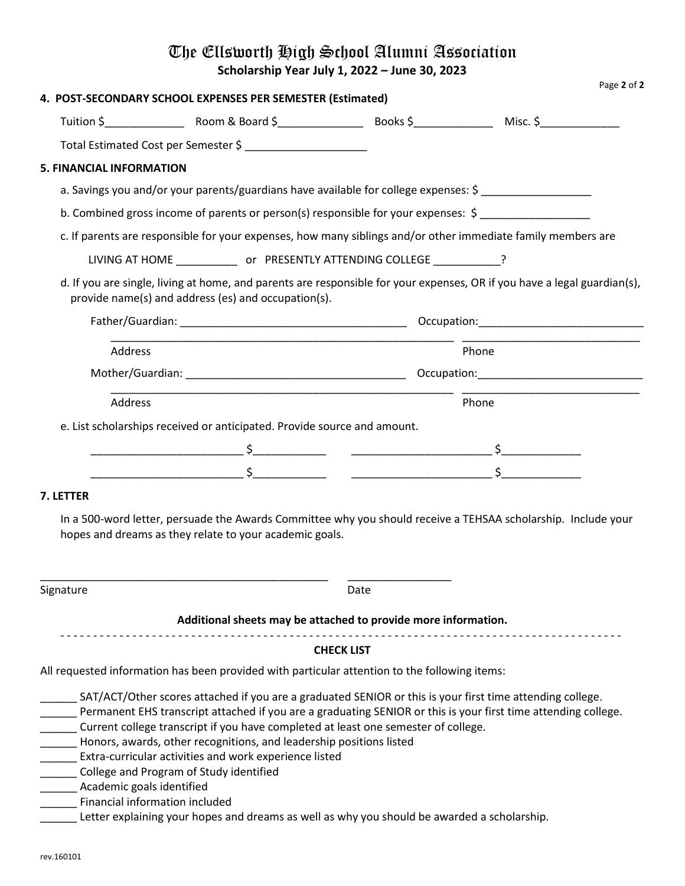# The Ellsworth High School Alumni Association

**Scholarship Year July 1, 2022 – June 30, 2023**

## 4. POST-SECONDARY SCHOOL EXPENSES PER SEMESTER (Estimated)

Tuition $_____________ Room & Board $______________ Books $_____________ Misc. $_____________

Total Estimated Cost per Semester $ ____________________

## 5. FINANCIAL INFORMATION

a. Savings you and/or your parents/guardians have available for college expenses: $ __________________

b. Combined gross income of parents or person(s) responsible for your expenses: $ __________________

c. If parents are responsible for your expenses, how many siblings and/or other immediate family members are

LIVING AT HOME __________ or PRESENTLY ATTENDING COLLEGE ___________?

d. If you are single, living at home, and parents are responsible for your expenses, OR if you have a legal guardian(s), provide name(s) and address (es) and occupation(s).

Father/Guardian: ______________________________________ Occupation:___________________________

___________________________________________________________ ______________________________

Address Phone

Mother/Guardian: ____________________________________ Occupation:___________________________

___________________________________________________________ ______________________________

Address Phone

e. List scholarships received or anticipated. Provide source and amount.

_________________________ $____________ _______________________ $_____________

_________________________ $____________ _______________________ $_____________

## 7. LETTER

In a 500-word letter, persuade the Awards Committee why you should receive a TEHSAA scholarship. Include your hopes and dreams as they relate to your academic goals.

_________________________________________________ _________________

Signature Date

**Additional sheets may be attached to provide more information.**

- - - - - - - - - - - - - - - - - - - - - - - - - - - - - - - - - - - - - - - - - - - - - - - - - - - - - - - - - - - - - - - - - - - - - - - - - - - - - - - - - - - - -

**CHECK LIST**

All requested information has been provided with particular attention to the following items:

______ SAT/ACT/Other scores attached if you are a graduated SENIOR or this is your first time attending college.
______ Permanent EHS transcript attached if you are a graduating SENIOR or this is your first time attending college.
______ Current college transcript if you have completed at least one semester of college.
______ Honors, awards, other recognitions, and leadership positions listed
______ Extra-curricular activities and work experience listed
______ College and Program of Study identified
______ Academic goals identified
______ Financial information included
______ Letter explaining your hopes and dreams as well as why you should be awarded a scholarship.

rev.160101